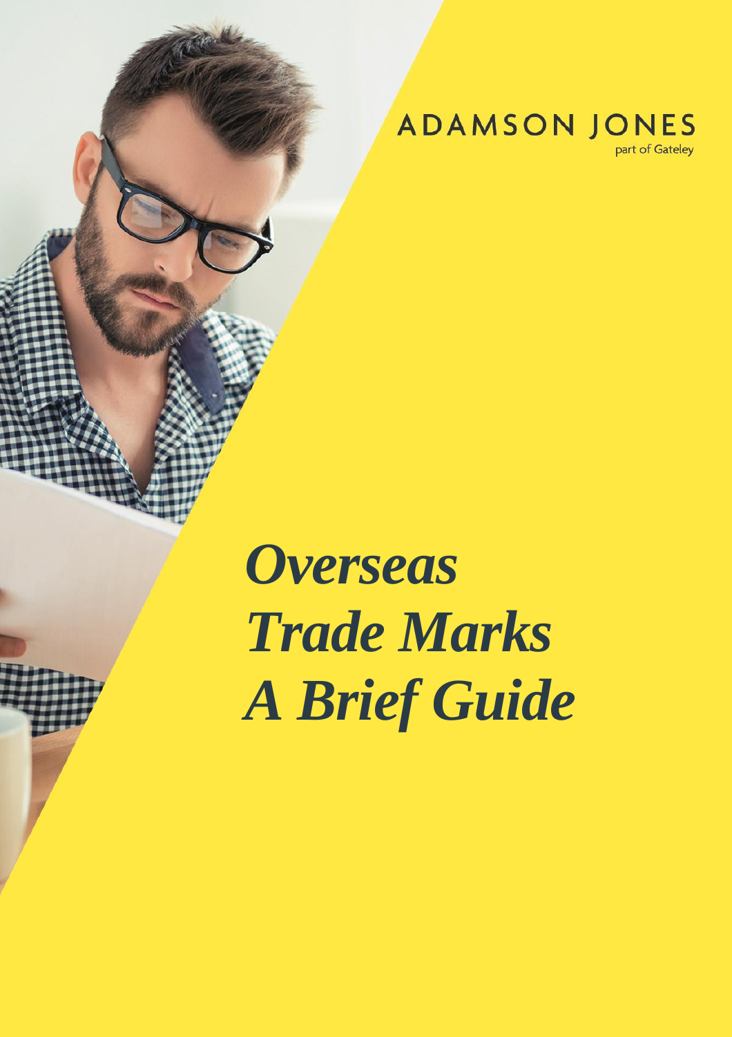ADAMSON JONES

part of Gateley

# *Overseas Trade Marks A Brief Guide*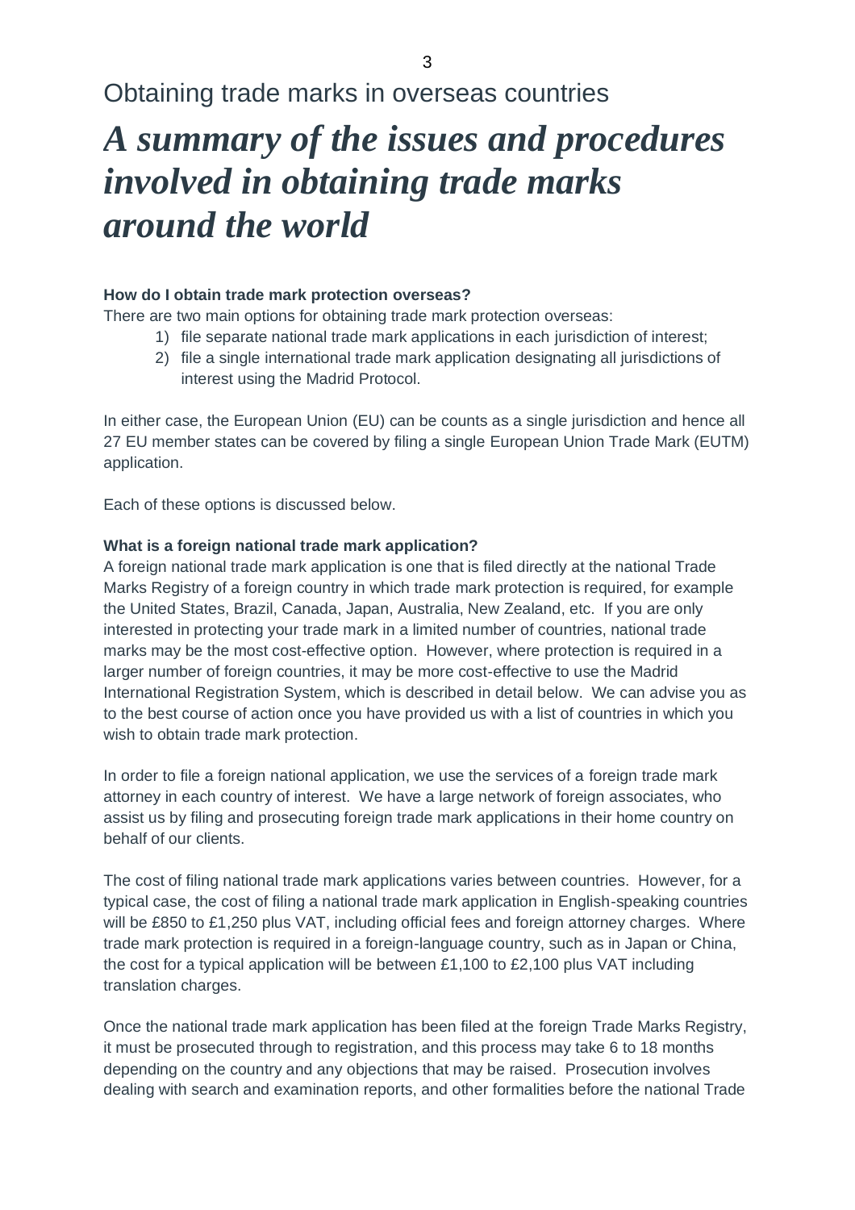# Obtaining trade marks in overseas countries

## *A summary of the issues and procedures involved in obtaining trade marks around the world*

**How do I obtain trade mark protection overseas?**

There are two main options for obtaining trade mark protection overseas:

1) file separate national trade mark applications in each jurisdiction of interest;
2) file a single international trade mark application designating all jurisdictions of interest using the Madrid Protocol.

In either case, the European Union (EU) can be counts as a single jurisdiction and hence all 27 EU member states can be covered by filing a single European Union Trade Mark (EUTM) application.

Each of these options is discussed below.

**What is a foreign national trade mark application?**

A foreign national trade mark application is one that is filed directly at the national Trade Marks Registry of a foreign country in which trade mark protection is required, for example the United States, Brazil, Canada, Japan, Australia, New Zealand, etc. If you are only interested in protecting your trade mark in a limited number of countries, national trade marks may be the most cost-effective option. However, where protection is required in a larger number of foreign countries, it may be more cost-effective to use the Madrid International Registration System, which is described in detail below. We can advise you as to the best course of action once you have provided us with a list of countries in which you wish to obtain trade mark protection.

In order to file a foreign national application, we use the services of a foreign trade mark attorney in each country of interest. We have a large network of foreign associates, who assist us by filing and prosecuting foreign trade mark applications in their home country on behalf of our clients.

The cost of filing national trade mark applications varies between countries. However, for a typical case, the cost of filing a national trade mark application in English-speaking countries will be £850 to £1,250 plus VAT, including official fees and foreign attorney charges. Where trade mark protection is required in a foreign-language country, such as in Japan or China, the cost for a typical application will be between £1,100 to £2,100 plus VAT including translation charges.

Once the national trade mark application has been filed at the foreign Trade Marks Registry, it must be prosecuted through to registration, and this process may take 6 to 18 months depending on the country and any objections that may be raised. Prosecution involves dealing with search and examination reports, and other formalities before the national Trade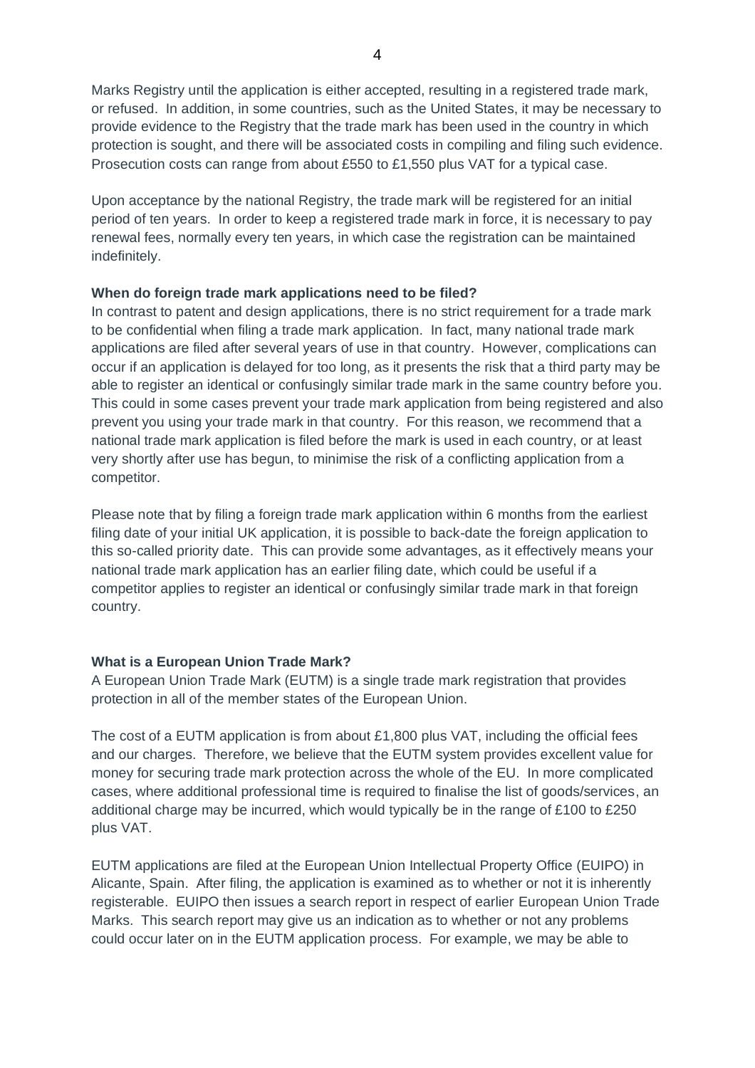Marks Registry until the application is either accepted, resulting in a registered trade mark, or refused. In addition, in some countries, such as the United States, it may be necessary to provide evidence to the Registry that the trade mark has been used in the country in which protection is sought, and there will be associated costs in compiling and filing such evidence. Prosecution costs can range from about £550 to £1,550 plus VAT for a typical case.

Upon acceptance by the national Registry, the trade mark will be registered for an initial period of ten years. In order to keep a registered trade mark in force, it is necessary to pay renewal fees, normally every ten years, in which case the registration can be maintained indefinitely.

**When do foreign trade mark applications need to be filed?**

In contrast to patent and design applications, there is no strict requirement for a trade mark to be confidential when filing a trade mark application. In fact, many national trade mark applications are filed after several years of use in that country. However, complications can occur if an application is delayed for too long, as it presents the risk that a third party may be able to register an identical or confusingly similar trade mark in the same country before you. This could in some cases prevent your trade mark application from being registered and also prevent you using your trade mark in that country. For this reason, we recommend that a national trade mark application is filed before the mark is used in each country, or at least very shortly after use has begun, to minimise the risk of a conflicting application from a competitor.

Please note that by filing a foreign trade mark application within 6 months from the earliest filing date of your initial UK application, it is possible to back-date the foreign application to this so-called priority date. This can provide some advantages, as it effectively means your national trade mark application has an earlier filing date, which could be useful if a competitor applies to register an identical or confusingly similar trade mark in that foreign country.

**What is a European Union Trade Mark?**

A European Union Trade Mark (EUTM) is a single trade mark registration that provides protection in all of the member states of the European Union.

The cost of a EUTM application is from about £1,800 plus VAT, including the official fees and our charges. Therefore, we believe that the EUTM system provides excellent value for money for securing trade mark protection across the whole of the EU. In more complicated cases, where additional professional time is required to finalise the list of goods/services, an additional charge may be incurred, which would typically be in the range of £100 to £250 plus VAT.

EUTM applications are filed at the European Union Intellectual Property Office (EUIPO) in Alicante, Spain. After filing, the application is examined as to whether or not it is inherently registerable. EUIPO then issues a search report in respect of earlier European Union Trade Marks. This search report may give us an indication as to whether or not any problems could occur later on in the EUTM application process. For example, we may be able to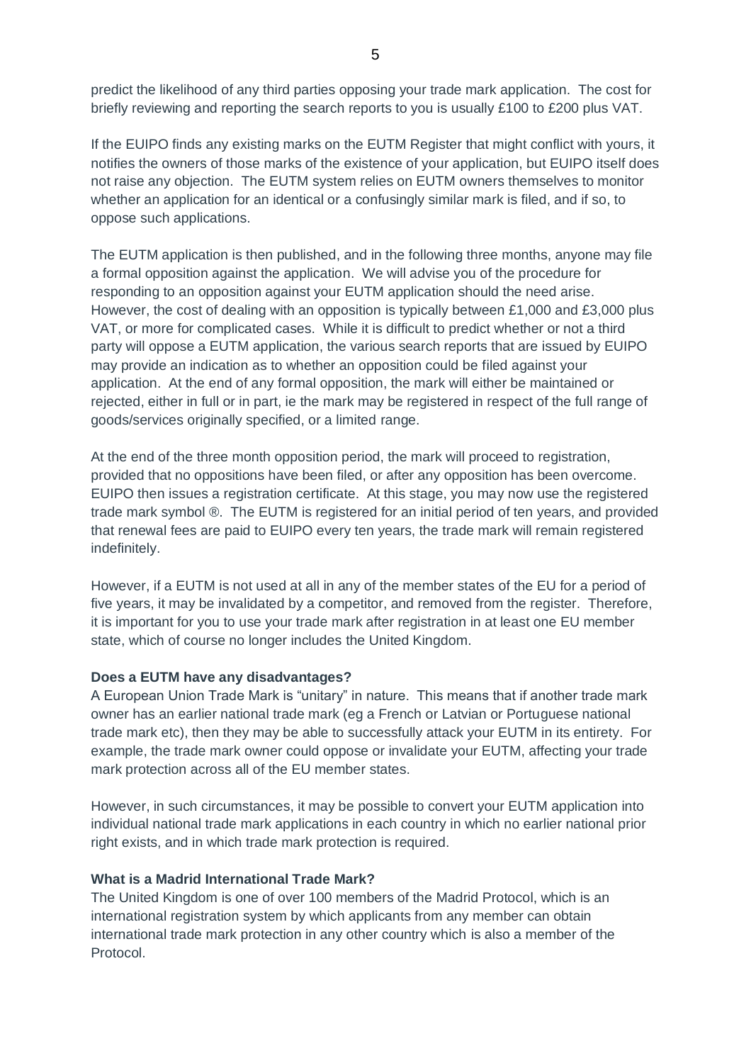predict the likelihood of any third parties opposing your trade mark application. The cost for briefly reviewing and reporting the search reports to you is usually £100 to £200 plus VAT.

If the EUIPO finds any existing marks on the EUTM Register that might conflict with yours, it notifies the owners of those marks of the existence of your application, but EUIPO itself does not raise any objection. The EUTM system relies on EUTM owners themselves to monitor whether an application for an identical or a confusingly similar mark is filed, and if so, to oppose such applications.

The EUTM application is then published, and in the following three months, anyone may file a formal opposition against the application. We will advise you of the procedure for responding to an opposition against your EUTM application should the need arise. However, the cost of dealing with an opposition is typically between £1,000 and £3,000 plus VAT, or more for complicated cases. While it is difficult to predict whether or not a third party will oppose a EUTM application, the various search reports that are issued by EUIPO may provide an indication as to whether an opposition could be filed against your application. At the end of any formal opposition, the mark will either be maintained or rejected, either in full or in part, ie the mark may be registered in respect of the full range of goods/services originally specified, or a limited range.

At the end of the three month opposition period, the mark will proceed to registration, provided that no oppositions have been filed, or after any opposition has been overcome. EUIPO then issues a registration certificate. At this stage, you may now use the registered trade mark symbol ®. The EUTM is registered for an initial period of ten years, and provided that renewal fees are paid to EUIPO every ten years, the trade mark will remain registered indefinitely.

However, if a EUTM is not used at all in any of the member states of the EU for a period of five years, it may be invalidated by a competitor, and removed from the register. Therefore, it is important for you to use your trade mark after registration in at least one EU member state, which of course no longer includes the United Kingdom.

**Does a EUTM have any disadvantages?**

A European Union Trade Mark is "unitary" in nature. This means that if another trade mark owner has an earlier national trade mark (eg a French or Latvian or Portuguese national trade mark etc), then they may be able to successfully attack your EUTM in its entirety. For example, the trade mark owner could oppose or invalidate your EUTM, affecting your trade mark protection across all of the EU member states.

However, in such circumstances, it may be possible to convert your EUTM application into individual national trade mark applications in each country in which no earlier national prior right exists, and in which trade mark protection is required.

**What is a Madrid International Trade Mark?**

The United Kingdom is one of over 100 members of the Madrid Protocol, which is an international registration system by which applicants from any member can obtain international trade mark protection in any other country which is also a member of the Protocol.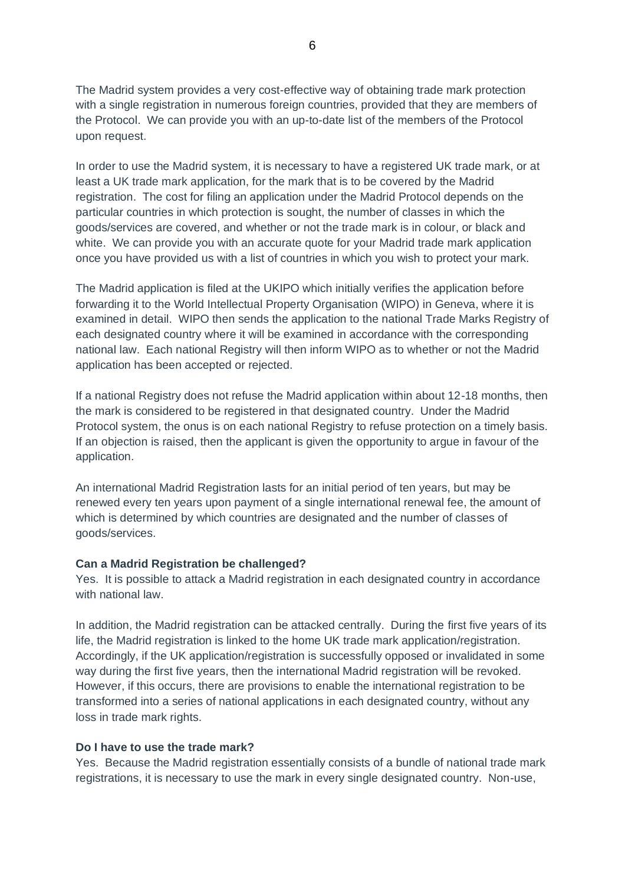The Madrid system provides a very cost-effective way of obtaining trade mark protection with a single registration in numerous foreign countries, provided that they are members of the Protocol. We can provide you with an up-to-date list of the members of the Protocol upon request.

In order to use the Madrid system, it is necessary to have a registered UK trade mark, or at least a UK trade mark application, for the mark that is to be covered by the Madrid registration. The cost for filing an application under the Madrid Protocol depends on the particular countries in which protection is sought, the number of classes in which the goods/services are covered, and whether or not the trade mark is in colour, or black and white. We can provide you with an accurate quote for your Madrid trade mark application once you have provided us with a list of countries in which you wish to protect your mark.

The Madrid application is filed at the UKIPO which initially verifies the application before forwarding it to the World Intellectual Property Organisation (WIPO) in Geneva, where it is examined in detail. WIPO then sends the application to the national Trade Marks Registry of each designated country where it will be examined in accordance with the corresponding national law. Each national Registry will then inform WIPO as to whether or not the Madrid application has been accepted or rejected.

If a national Registry does not refuse the Madrid application within about 12-18 months, then the mark is considered to be registered in that designated country. Under the Madrid Protocol system, the onus is on each national Registry to refuse protection on a timely basis. If an objection is raised, then the applicant is given the opportunity to argue in favour of the application.

An international Madrid Registration lasts for an initial period of ten years, but may be renewed every ten years upon payment of a single international renewal fee, the amount of which is determined by which countries are designated and the number of classes of goods/services.

**Can a Madrid Registration be challenged?**
Yes. It is possible to attack a Madrid registration in each designated country in accordance with national law.

In addition, the Madrid registration can be attacked centrally. During the first five years of its life, the Madrid registration is linked to the home UK trade mark application/registration. Accordingly, if the UK application/registration is successfully opposed or invalidated in some way during the first five years, then the international Madrid registration will be revoked. However, if this occurs, there are provisions to enable the international registration to be transformed into a series of national applications in each designated country, without any loss in trade mark rights.

**Do I have to use the trade mark?**
Yes. Because the Madrid registration essentially consists of a bundle of national trade mark registrations, it is necessary to use the mark in every single designated country. Non-use,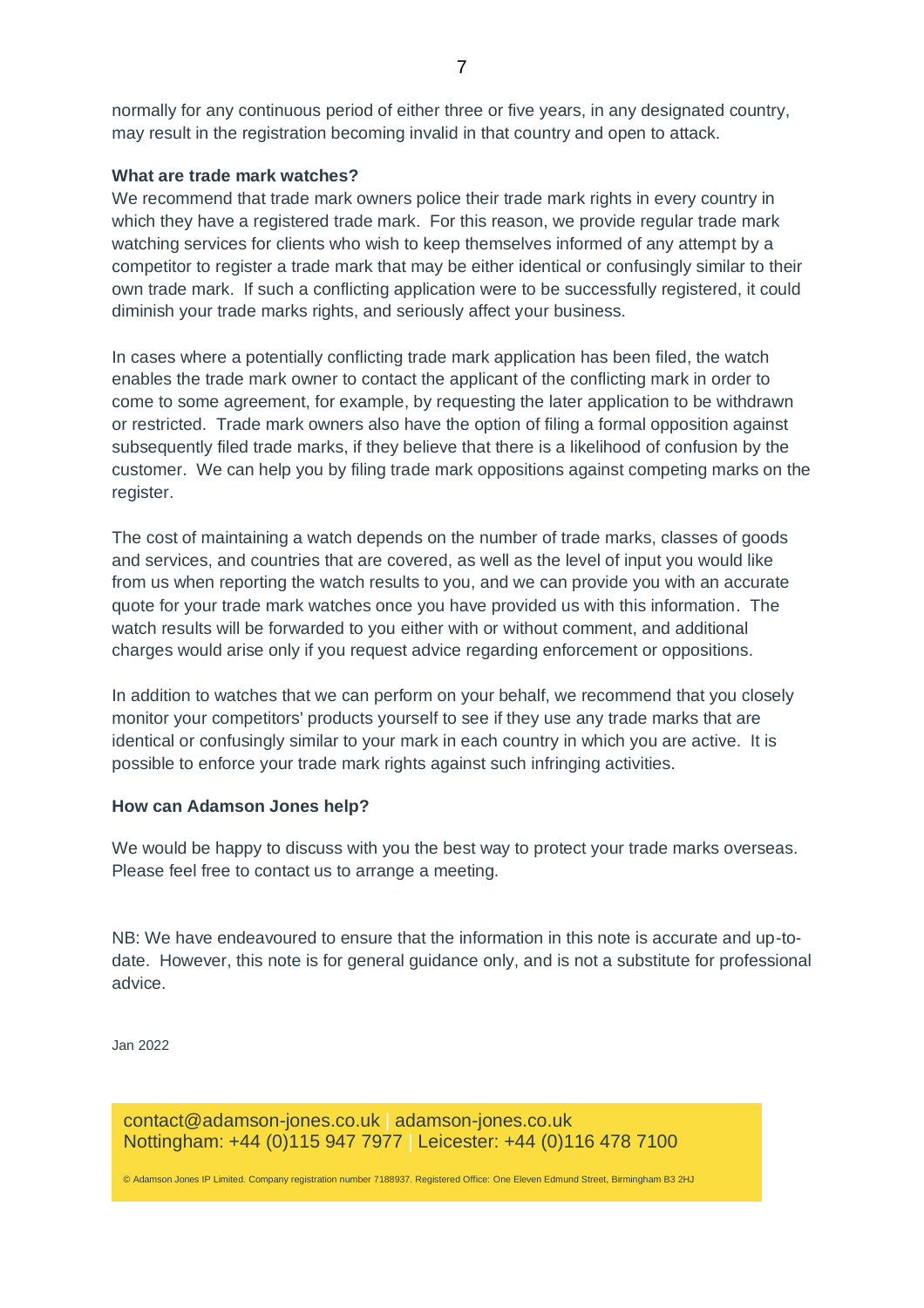normally for any continuous period of either three or five years, in any designated country, may result in the registration becoming invalid in that country and open to attack.

**What are trade mark watches?**

We recommend that trade mark owners police their trade mark rights in every country in which they have a registered trade mark. For this reason, we provide regular trade mark watching services for clients who wish to keep themselves informed of any attempt by a competitor to register a trade mark that may be either identical or confusingly similar to their own trade mark. If such a conflicting application were to be successfully registered, it could diminish your trade marks rights, and seriously affect your business.

In cases where a potentially conflicting trade mark application has been filed, the watch enables the trade mark owner to contact the applicant of the conflicting mark in order to come to some agreement, for example, by requesting the later application to be withdrawn or restricted. Trade mark owners also have the option of filing a formal opposition against subsequently filed trade marks, if they believe that there is a likelihood of confusion by the customer. We can help you by filing trade mark oppositions against competing marks on the register.

The cost of maintaining a watch depends on the number of trade marks, classes of goods and services, and countries that are covered, as well as the level of input you would like from us when reporting the watch results to you, and we can provide you with an accurate quote for your trade mark watches once you have provided us with this information. The watch results will be forwarded to you either with or without comment, and additional charges would arise only if you request advice regarding enforcement or oppositions.

In addition to watches that we can perform on your behalf, we recommend that you closely monitor your competitors' products yourself to see if they use any trade marks that are identical or confusingly similar to your mark in each country in which you are active. It is possible to enforce your trade mark rights against such infringing activities.

**How can Adamson Jones help?**

We would be happy to discuss with you the best way to protect your trade marks overseas. Please feel free to contact us to arrange a meeting.

NB: We have endeavoured to ensure that the information in this note is accurate and up-to-date. However, this note is for general guidance only, and is not a substitute for professional advice.

Jan 2022

contact@adamson-jones.co.uk | adamson-jones.co.uk
Nottingham: +44 (0)115 947 7977 | Leicester: +44 (0)116 478 7100

© Adamson Jones IP Limited. Company registration number 7188937. Registered Office: One Eleven Edmund Street, Birmingham B3 2HJ